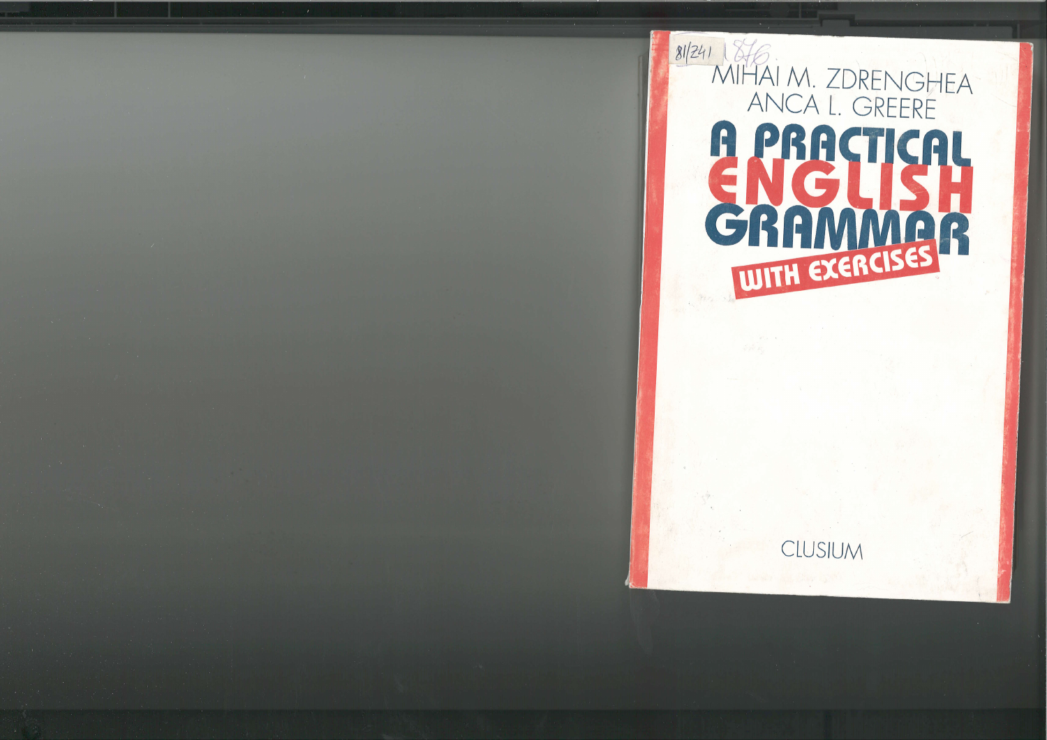81/241 1876

MIHAI M. ZDRENGHEA

ANCA L. GREERE

# A PRACTICAL ENGLISH GRAMMAR

## WITH EXERCISES

CLUSIUM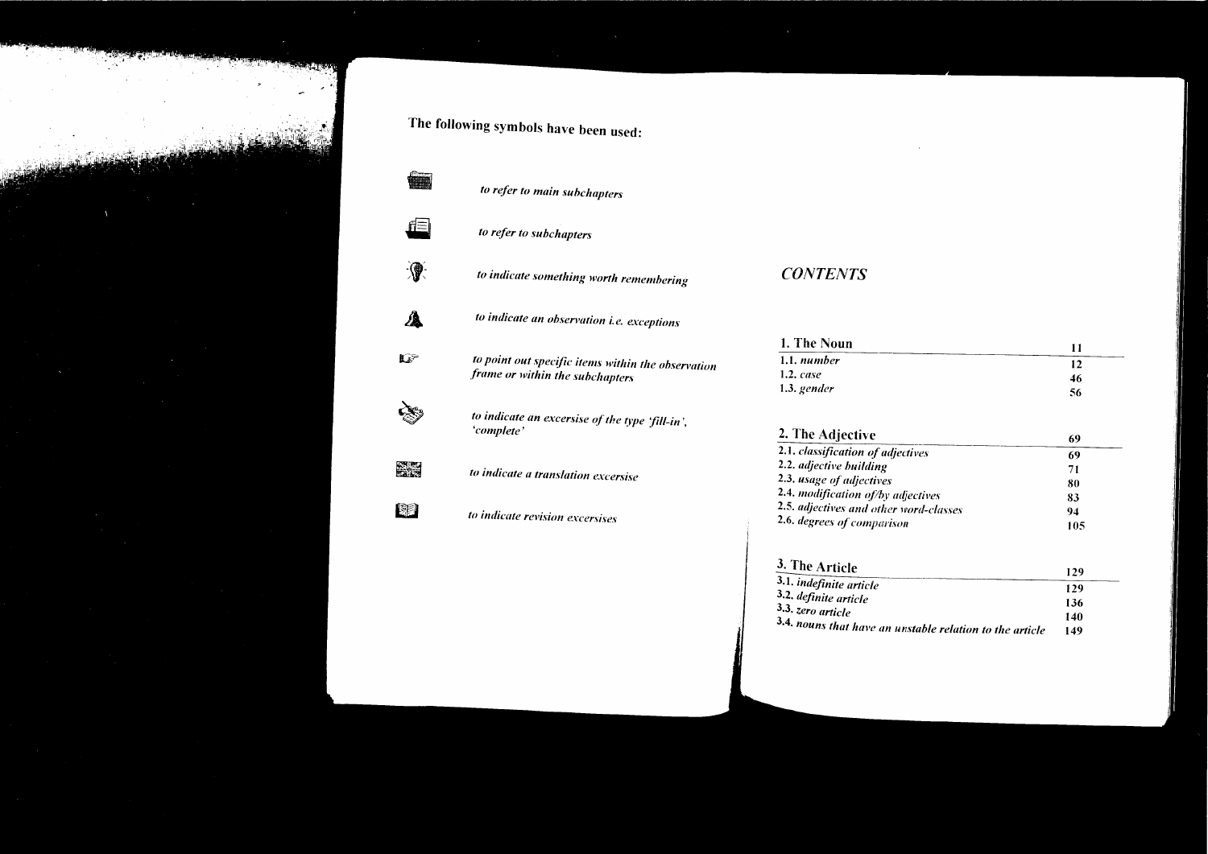**The following symbols have been used:**

*to refer to main subchapters*

*to refer to subchapters*

*to indicate something worth remembering*

*to indicate an observation i.e. exceptions*

*to point out specific items within the observation frame or within the subchapters*

*to indicate an excersise of the type 'fill-in', 'complete'*

*to indicate a translation excersise*

*to indicate revision excersises*

# *CONTENTS*

| **1. The Noun** | **11** |
|---|---|
| 1.1. *number* | 12 |
| 1.2. *case* | 46 |
| 1.3. *gender* | 56 |

| **2. The Adjective** | **69** |
|---|---|
| 2.1. *classification of adjectives* | 69 |
| 2.2. *adjective building* | 71 |
| 2.3. *usage of adjectives* | 80 |
| 2.4. *modification of/by adjectives* | 83 |
| 2.5. *adjectives and other word-classes* | 94 |
| 2.6. *degrees of comparison* | 105 |

| **3. The Article** | **129** |
|---|---|
| 3.1. *indefinite article* | 129 |
| 3.2. *definite article* | 136 |
| 3.3. *zero article* | 140 |
| 3.4. *nouns that have an unstable relation to the article* | 149 |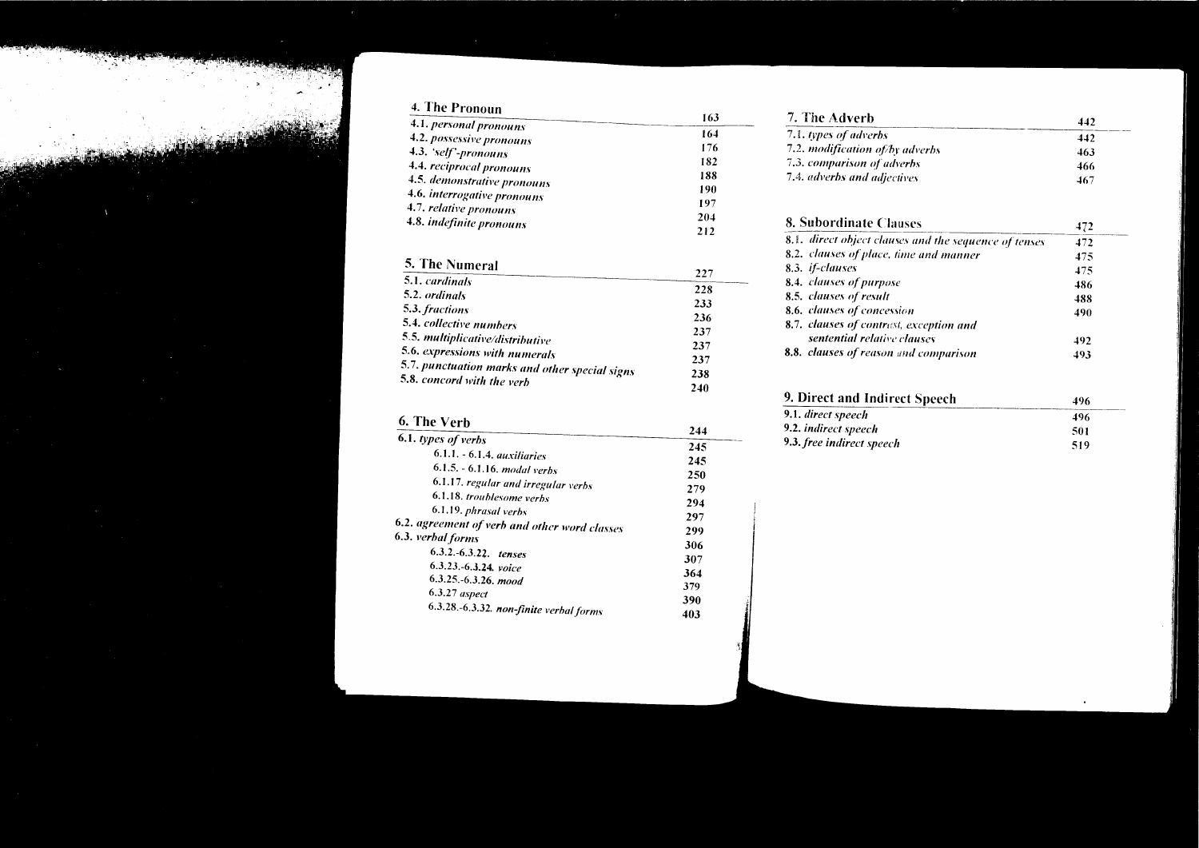## 4. The Pronoun

| | |
|---|---|
| **4. The Pronoun** | 163 |
| 4.1. *personal pronouns* | 164 |
| 4.2. *possessive pronouns* | 176 |
| 4.3. *'self'-pronouns* | 182 |
| 4.4. *reciprocal pronouns* | 188 |
| 4.5. *demonstrative pronouns* | 190 |
| 4.6. *interrogative pronouns* | 197 |
| 4.7. *relative pronouns* | 204 |
| 4.8. *indefinite pronouns* | 212 |

## 5. The Numeral

| | |
|---|---|
| **5. The Numeral** | 227 |
| 5.1. *cardinals* | 228 |
| 5.2. *ordinals* | 233 |
| 5.3. *fractions* | 236 |
| 5.4. *collective numbers* | 237 |
| 5.5. *multiplicative/distributive* | 237 |
| 5.6. *expressions with numerals* | 237 |
| 5.7. *punctuation marks and other special signs* | 238 |
| 5.8. *concord with the verb* | 240 |

## 6. The Verb

| | |
|---|---|
| **6. The Verb** | 244 |
| 6.1. *types of verbs* | 245 |
| 6.1.1. - 6.1.4. *auxiliaries* | 245 |
| 6.1.5. - 6.1.16. *modal verbs* | 250 |
| 6.1.17. *regular and irregular verbs* | 279 |
| 6.1.18. *troublesome verbs* | 294 |
| 6.1.19. *phrasal verbs* | 297 |
| 6.2. *agreement of verb and other word classes* | 299 |
| 6.3. *verbal forms* | 306 |
| 6.3.2.-6.3.22. *tenses* | 307 |
| 6.3.23.-6.3.24. *voice* | 364 |
| 6.3.25.-6.3.26. *mood* | 379 |
| 6.3.27 *aspect* | 390 |
| 6.3.28.-6.3.32. *non-finite verbal forms* | 403 |

## 7. The Adverb

| | |
|---|---|
| **7. The Adverb** | 442 |
| 7.1. *types of adverbs* | 442 |
| 7.2. *modification of/by adverbs* | 463 |
| 7.3. *comparison of adverbs* | 466 |
| 7.4. *adverbs and adjectives* | 467 |

## 8. Subordinate Clauses

| | |
|---|---|
| **8. Subordinate Clauses** | 472 |
| 8.1. *direct object clauses and the sequence of tenses* | 472 |
| 8.2. *clauses of place, time and manner* | 475 |
| 8.3. *if-clauses* | 475 |
| 8.4. *clauses of purpose* | 486 |
| 8.5. *clauses of result* | 488 |
| 8.6. *clauses of concession* | 490 |
| 8.7. *clauses of contrast, exception and sentential relative clauses* | 492 |
| 8.8. *clauses of reason and comparison* | 493 |

## 9. Direct and Indirect Speech

| | |
|---|---|
| **9. Direct and Indirect Speech** | 496 |
| 9.1. *direct speech* | 496 |
| 9.2. *indirect speech* | 501 |
| 9.3. *free indirect speech* | 519 |